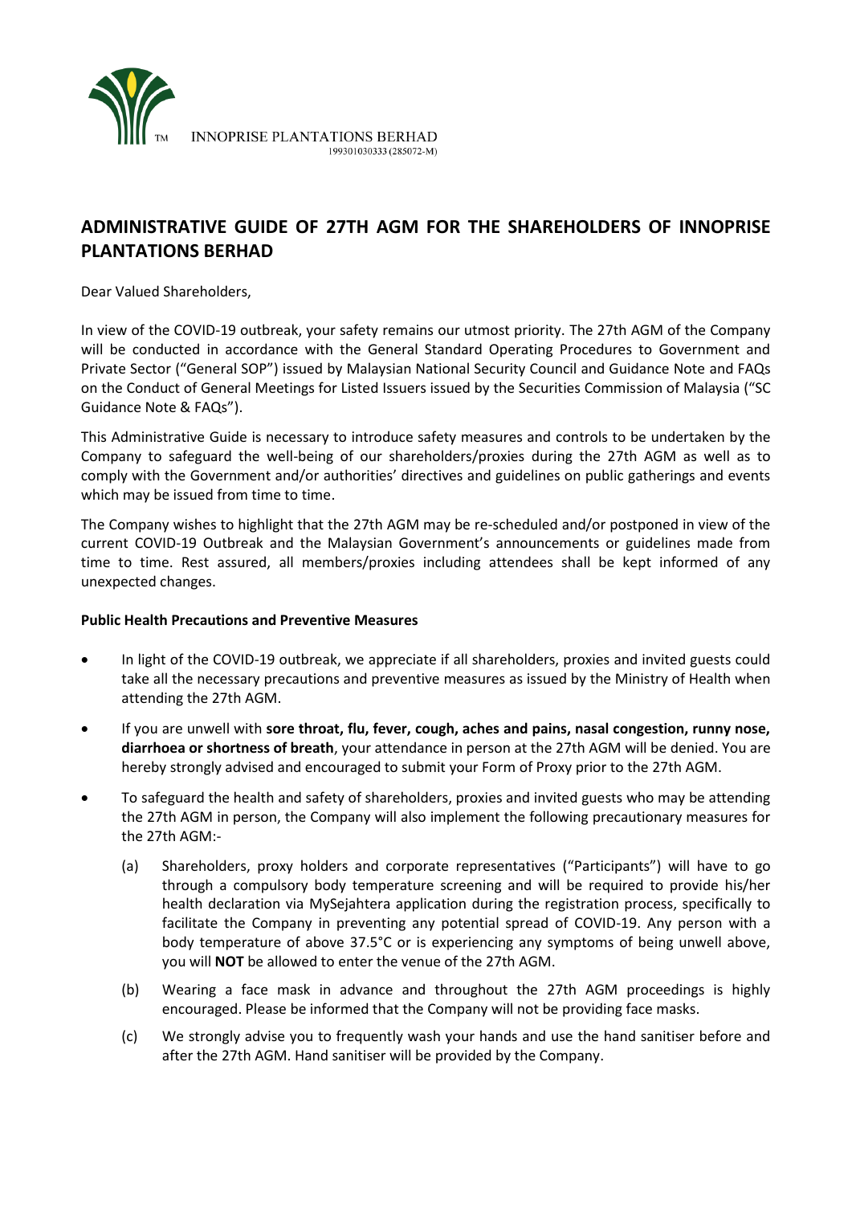INNOPRISE PLANTATIONS BERHAD
199301030333 (285072-M)

# ADMINISTRATIVE GUIDE OF 27TH AGM FOR THE SHAREHOLDERS OF INNOPRISE PLANTATIONS BERHAD

Dear Valued Shareholders,

In view of the COVID-19 outbreak, your safety remains our utmost priority. The 27th AGM of the Company will be conducted in accordance with the General Standard Operating Procedures to Government and Private Sector ("General SOP") issued by Malaysian National Security Council and Guidance Note and FAQs on the Conduct of General Meetings for Listed Issuers issued by the Securities Commission of Malaysia ("SC Guidance Note & FAQs").

This Administrative Guide is necessary to introduce safety measures and controls to be undertaken by the Company to safeguard the well-being of our shareholders/proxies during the 27th AGM as well as to comply with the Government and/or authorities' directives and guidelines on public gatherings and events which may be issued from time to time.

The Company wishes to highlight that the 27th AGM may be re-scheduled and/or postponed in view of the current COVID-19 Outbreak and the Malaysian Government's announcements or guidelines made from time to time. Rest assured, all members/proxies including attendees shall be kept informed of any unexpected changes.

**Public Health Precautions and Preventive Measures**

- In light of the COVID-19 outbreak, we appreciate if all shareholders, proxies and invited guests could take all the necessary precautions and preventive measures as issued by the Ministry of Health when attending the 27th AGM.
- If you are unwell with **sore throat, flu, fever, cough, aches and pains, nasal congestion, runny nose, diarrhoea or shortness of breath**, your attendance in person at the 27th AGM will be denied. You are hereby strongly advised and encouraged to submit your Form of Proxy prior to the 27th AGM.
- To safeguard the health and safety of shareholders, proxies and invited guests who may be attending the 27th AGM in person, the Company will also implement the following precautionary measures for the 27th AGM:-
    - (a) Shareholders, proxy holders and corporate representatives ("Participants") will have to go through a compulsory body temperature screening and will be required to provide his/her health declaration via MySejahtera application during the registration process, specifically to facilitate the Company in preventing any potential spread of COVID-19. Any person with a body temperature of above 37.5°C or is experiencing any symptoms of being unwell above, you will **NOT** be allowed to enter the venue of the 27th AGM.
    - (b) Wearing a face mask in advance and throughout the 27th AGM proceedings is highly encouraged. Please be informed that the Company will not be providing face masks.
    - (c) We strongly advise you to frequently wash your hands and use the hand sanitiser before and after the 27th AGM. Hand sanitiser will be provided by the Company.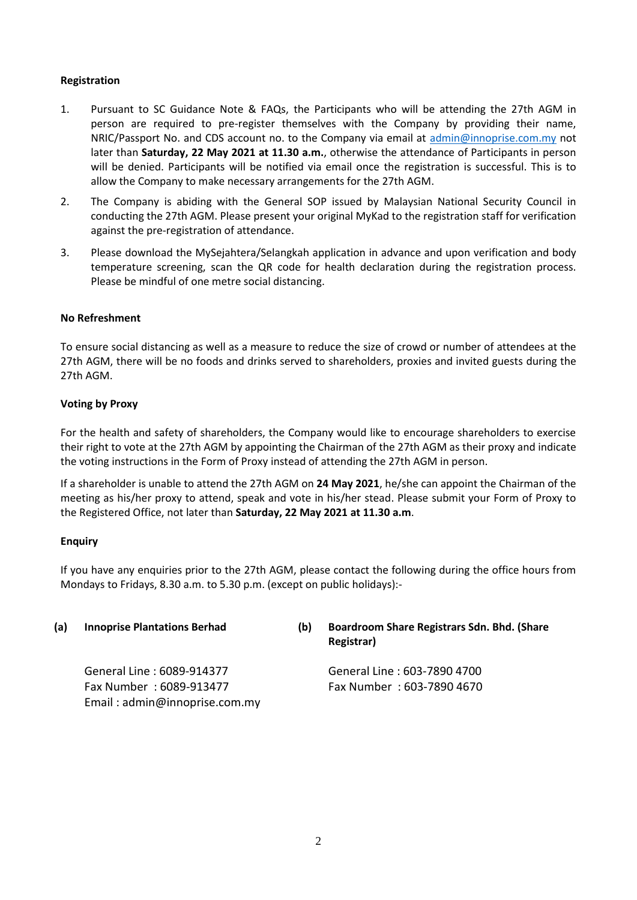**Registration**

1. Pursuant to SC Guidance Note & FAQs, the Participants who will be attending the 27th AGM in person are required to pre-register themselves with the Company by providing their name, NRIC/Passport No. and CDS account no. to the Company via email at admin@innoprise.com.my not later than **Saturday, 22 May 2021 at 11.30 a.m.**, otherwise the attendance of Participants in person will be denied. Participants will be notified via email once the registration is successful. This is to allow the Company to make necessary arrangements for the 27th AGM.
2. The Company is abiding with the General SOP issued by Malaysian National Security Council in conducting the 27th AGM. Please present your original MyKad to the registration staff for verification against the pre-registration of attendance.
3. Please download the MySejahtera/Selangkah application in advance and upon verification and body temperature screening, scan the QR code for health declaration during the registration process. Please be mindful of one metre social distancing.

**No Refreshment**

To ensure social distancing as well as a measure to reduce the size of crowd or number of attendees at the 27th AGM, there will be no foods and drinks served to shareholders, proxies and invited guests during the 27th AGM.

**Voting by Proxy**

For the health and safety of shareholders, the Company would like to encourage shareholders to exercise their right to vote at the 27th AGM by appointing the Chairman of the 27th AGM as their proxy and indicate the voting instructions in the Form of Proxy instead of attending the 27th AGM in person.

If a shareholder is unable to attend the 27th AGM on **24 May 2021**, he/she can appoint the Chairman of the meeting as his/her proxy to attend, speak and vote in his/her stead. Please submit your Form of Proxy to the Registered Office, not later than **Saturday, 22 May 2021 at 11.30 a.m**.

**Enquiry**

If you have any enquiries prior to the 27th AGM, please contact the following during the office hours from Mondays to Fridays, 8.30 a.m. to 5.30 p.m. (except on public holidays):-

**(a) Innoprise Plantations Berhad**

General Line : 6089-914377
Fax Number : 6089-913477
Email : admin@innoprise.com.my

**(b) Boardroom Share Registrars Sdn. Bhd. (Share Registrar)**

General Line : 603-7890 4700
Fax Number : 603-7890 4670